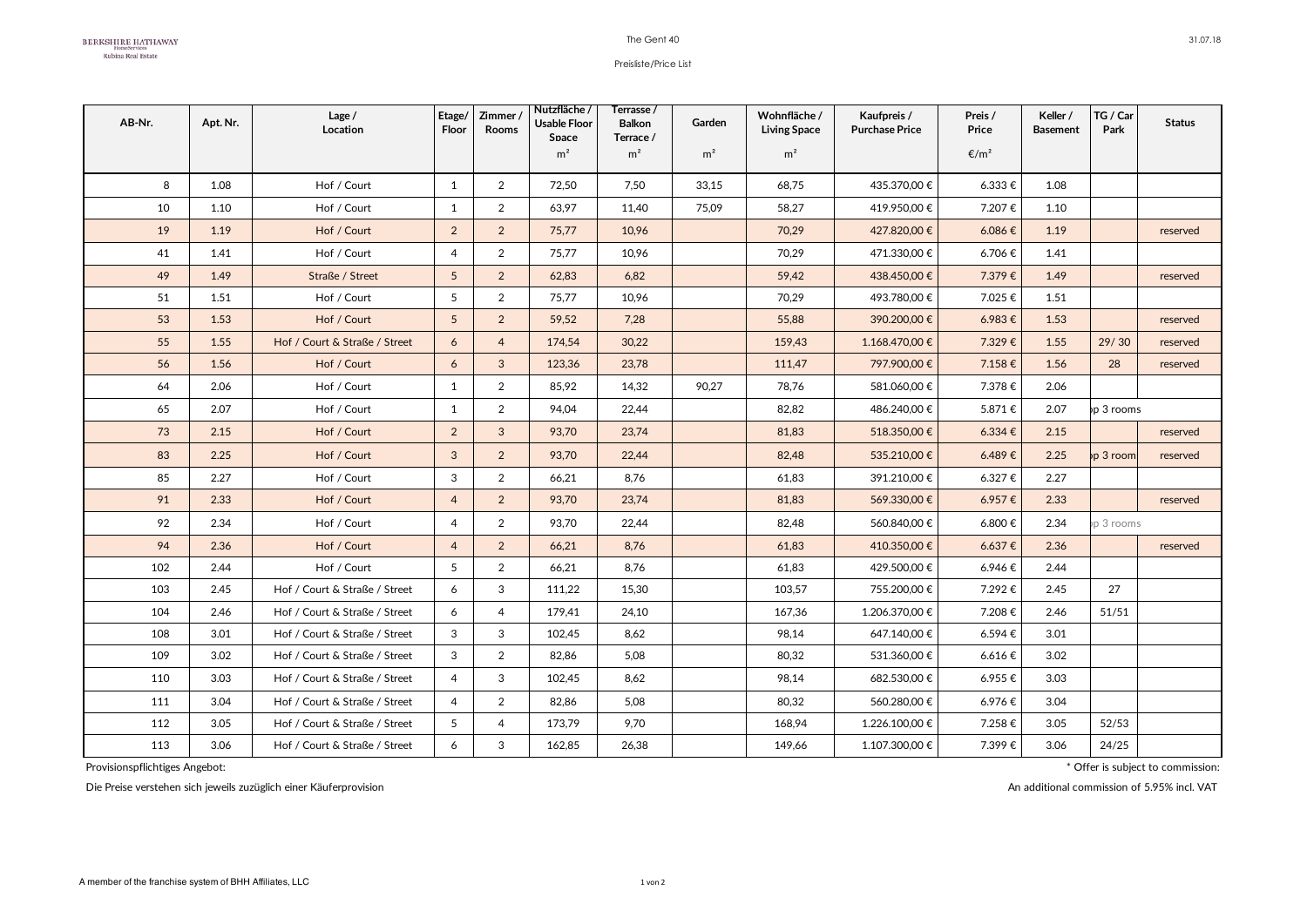BERKSHIRE HATHAWAY
HomeServices
Rubina Real Estate

The Gent 40

Preisliste/Price List

31.07.18

| AB-Nr. | Apt. Nr. | Lage / Location | Etage/ Floor | Zimmer / Rooms | Nutzfläche / Usable Floor Space m² | Terrasse / Balkon Terrace / m² | Garden m² | Wohnfläche / Living Space m² | Kaufpreis / Purchase Price | Preis / Price €/m² | Keller / Basement | TG / Car Park | Status |
|---|---|---|---|---|---|---|---|---|---|---|---|---|---|
| 8 | 1.08 | Hof / Court | 1 | 2 | 72,50 | 7,50 | 33,15 | 68,75 | 435.370,00 € | 6.333 € | 1.08 | | |
| 10 | 1.10 | Hof / Court | 1 | 2 | 63,97 | 11,40 | 75,09 | 58,27 | 419.950,00 € | 7.207 € | 1.10 | | |
| 19 | 1.19 | Hof / Court | 2 | 2 | 75,77 | 10,96 | | 70,29 | 427.820,00 € | 6.086 € | 1.19 | | reserved |
| 41 | 1.41 | Hof / Court | 4 | 2 | 75,77 | 10,96 | | 70,29 | 471.330,00 € | 6.706 € | 1.41 | | |
| 49 | 1.49 | Straße / Street | 5 | 2 | 62,83 | 6,82 | | 59,42 | 438.450,00 € | 7.379 € | 1.49 | | reserved |
| 51 | 1.51 | Hof / Court | 5 | 2 | 75,77 | 10,96 | | 70,29 | 493.780,00 € | 7.025 € | 1.51 | | |
| 53 | 1.53 | Hof / Court | 5 | 2 | 59,52 | 7,28 | | 55,88 | 390.200,00 € | 6.983 € | 1.53 | | reserved |
| 55 | 1.55 | Hof / Court & Straße / Street | 6 | 4 | 174,54 | 30,22 | | 159,43 | 1.168.470,00 € | 7.329 € | 1.55 | 29/ 30 | reserved |
| 56 | 1.56 | Hof / Court | 6 | 3 | 123,36 | 23,78 | | 111,47 | 797.900,00 € | 7.158 € | 1.56 | 28 | reserved |
| 64 | 2.06 | Hof / Court | 1 | 2 | 85,92 | 14,32 | 90,27 | 78,76 | 581.060,00 € | 7.378 € | 2.06 | | |
| 65 | 2.07 | Hof / Court | 1 | 2 | 94,04 | 22,44 | | 82,82 | 486.240,00 € | 5.871 € | 2.07 | p 3 rooms | |
| 73 | 2.15 | Hof / Court | 2 | 3 | 93,70 | 23,74 | | 81,83 | 518.350,00 € | 6.334 € | 2.15 | | reserved |
| 83 | 2.25 | Hof / Court | 3 | 2 | 93,70 | 22,44 | | 82,48 | 535.210,00 € | 6.489 € | 2.25 | p 3 room | reserved |
| 85 | 2.27 | Hof / Court | 3 | 2 | 66,21 | 8,76 | | 61,83 | 391.210,00 € | 6.327 € | 2.27 | | |
| 91 | 2.33 | Hof / Court | 4 | 2 | 93,70 | 23,74 | | 81,83 | 569.330,00 € | 6.957 € | 2.33 | | reserved |
| 92 | 2.34 | Hof / Court | 4 | 2 | 93,70 | 22,44 | | 82,48 | 560.840,00 € | 6.800 € | 2.34 | p 3 rooms | |
| 94 | 2.36 | Hof / Court | 4 | 2 | 66,21 | 8,76 | | 61,83 | 410.350,00 € | 6.637 € | 2.36 | | reserved |
| 102 | 2.44 | Hof / Court | 5 | 2 | 66,21 | 8,76 | | 61,83 | 429.500,00 € | 6.946 € | 2.44 | | |
| 103 | 2.45 | Hof / Court & Straße / Street | 6 | 3 | 111,22 | 15,30 | | 103,57 | 755.200,00 € | 7.292 € | 2.45 | 27 | |
| 104 | 2.46 | Hof / Court & Straße / Street | 6 | 4 | 179,41 | 24,10 | | 167,36 | 1.206.370,00 € | 7.208 € | 2.46 | 51/51 | |
| 108 | 3.01 | Hof / Court & Straße / Street | 3 | 3 | 102,45 | 8,62 | | 98,14 | 647.140,00 € | 6.594 € | 3.01 | | |
| 109 | 3.02 | Hof / Court & Straße / Street | 3 | 2 | 82,86 | 5,08 | | 80,32 | 531.360,00 € | 6.616 € | 3.02 | | |
| 110 | 3.03 | Hof / Court & Straße / Street | 4 | 3 | 102,45 | 8,62 | | 98,14 | 682.530,00 € | 6.955 € | 3.03 | | |
| 111 | 3.04 | Hof / Court & Straße / Street | 4 | 2 | 82,86 | 5,08 | | 80,32 | 560.280,00 € | 6.976 € | 3.04 | | |
| 112 | 3.05 | Hof / Court & Straße / Street | 5 | 4 | 173,79 | 9,70 | | 168,94 | 1.226.100,00 € | 7.258 € | 3.05 | 52/53 | |
| 113 | 3.06 | Hof / Court & Straße / Street | 6 | 3 | 162,85 | 26,38 | | 149,66 | 1.107.300,00 € | 7.399 € | 3.06 | 24/25 | |

Provisionspflichtiges Angebot:

Die Preise verstehen sich jeweils zuzüglich einer Käuferprovision

* Offer is subject to commission:

An additional commission of 5.95% incl. VAT

A member of the franchise system of BHH Affiliates, LLC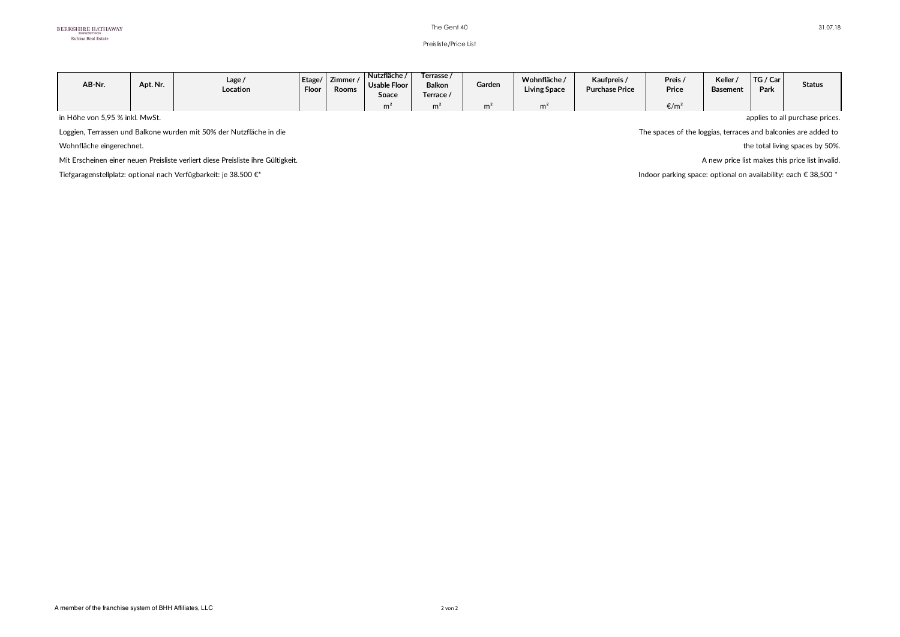| AB-Nr. | Apt. Nr. | Lage / Location | Etage/ Floor | Zimmer / Rooms | Nutzfläche / Usable Floor Space | Terrasse / Balkon Terrace / | Garden | Wohnfläche / Living Space | Kaufpreis / Purchase Price | Preis / Price | Keller / Basement | TG / Car Park | Status |
|---|---|---|---|---|---|---|---|---|---|---|---|---|---|
| | | | | | m² | m² | m² | m² | | €/m² | | | |

in Höhe von 5,95 % inkl. MwSt. applies to all purchase prices.

Loggien, Terrassen und Balkone wurden mit 50% der Nutzfläche in die Wohnfläche eingerechnet.

The spaces of the loggias, terraces and balconies are added to the total living spaces by 50%.

Mit Erscheinen einer neuen Preisliste verliert diese Preisliste ihre Gültigkeit.

A new price list makes this price list invalid.

Tiefgaragenstellplatz: optional nach Verfügbarkeit: je 38.500 €*

Indoor parking space: optional on availability: each € 38,500 *

A member of the franchise system of BHH Affiliates, LLC